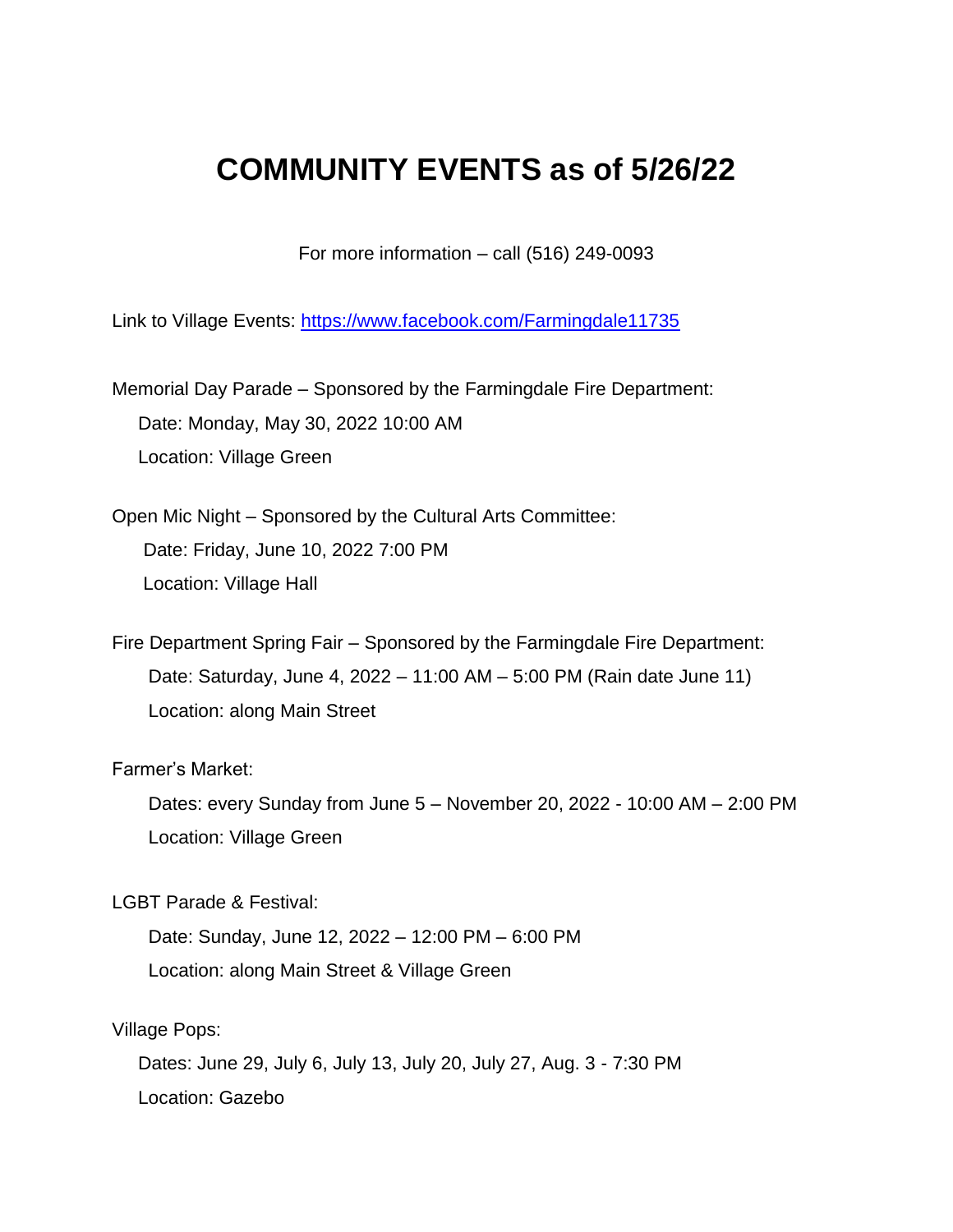# COMMUNITY EVENTS as of 5/26/22

For more information – call (516) 249-0093

Link to Village Events: [https://www.facebook.com/Farmingdale11735](https://www.facebook.com/Farmingdale11735)

Memorial Day Parade – Sponsored by the Farmingdale Fire Department:

Date: Monday, May 30, 2022 10:00 AM

Location: Village Green

Open Mic Night – Sponsored by the Cultural Arts Committee:

Date: Friday, June 10, 2022 7:00 PM

Location: Village Hall

Fire Department Spring Fair – Sponsored by the Farmingdale Fire Department:

Date: Saturday, June 4, 2022 – 11:00 AM – 5:00 PM (Rain date June 11)

Location: along Main Street

Farmer's Market:

Dates: every Sunday from June 5 – November 20, 2022 - 10:00 AM – 2:00 PM

Location: Village Green

LGBT Parade & Festival:

Date: Sunday, June 12, 2022 – 12:00 PM – 6:00 PM

Location: along Main Street & Village Green

Village Pops:

Dates: June 29, July 6, July 13, July 20, July 27, Aug. 3 - 7:30 PM

Location: Gazebo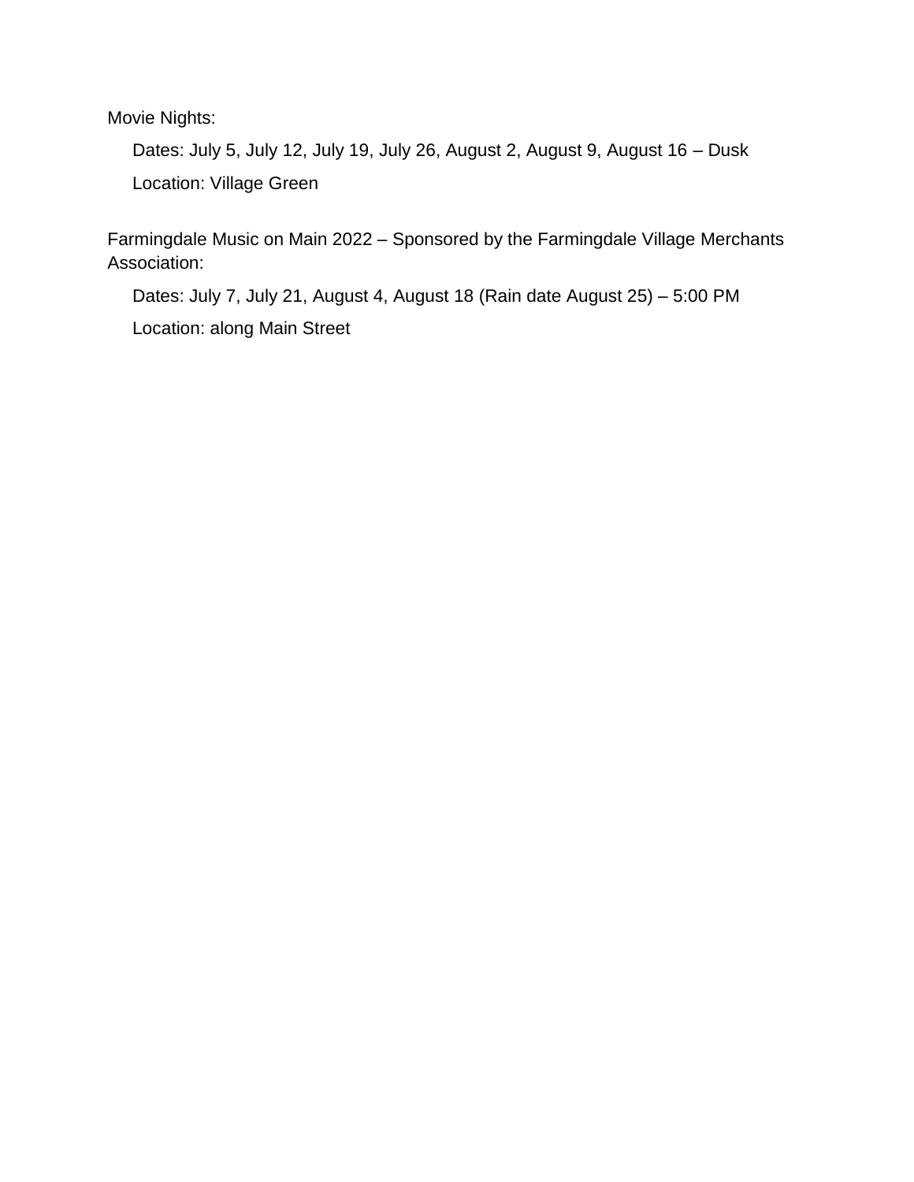Movie Nights:

Dates: July 5, July 12, July 19, July 26, August 2, August 9, August 16 – Dusk

Location: Village Green

Farmingdale Music on Main 2022 – Sponsored by the Farmingdale Village Merchants Association:

Dates: July 7, July 21, August 4, August 18 (Rain date August 25) – 5:00 PM

Location: along Main Street